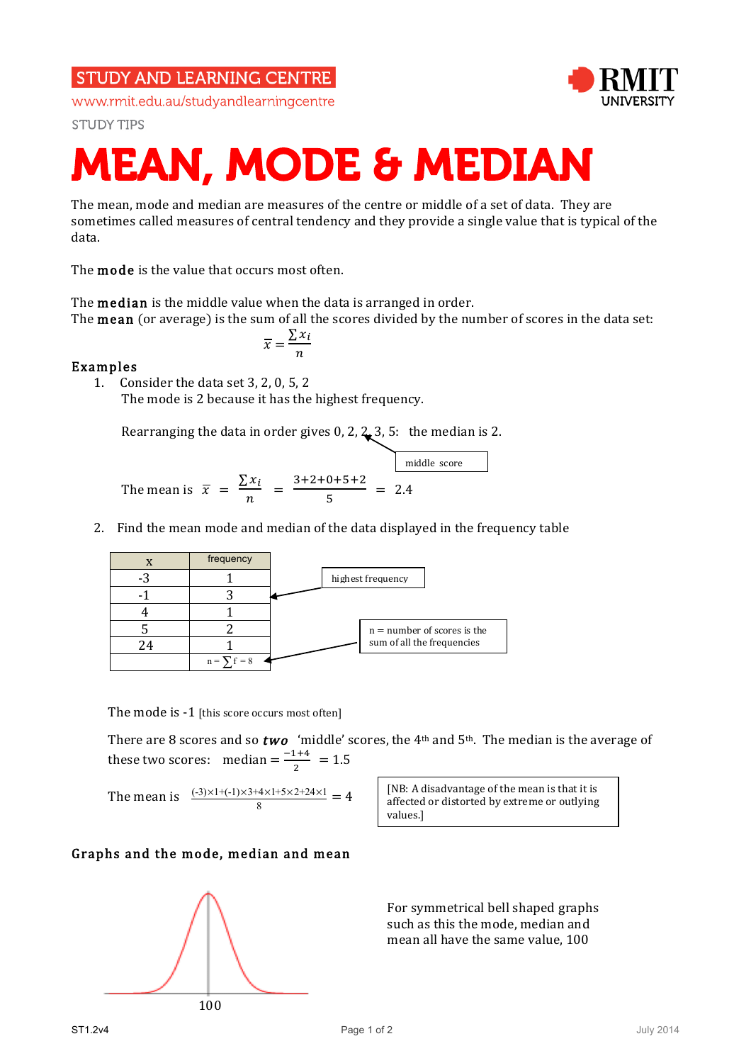STUDY AND LEARNING CENTRE

www.rmit.edu.au/studyandlearningcentre

STUDY TIPS

# MEAN, MODE & MEDIAN

The mean, mode and median are measures of the centre or middle of a set of data. They are sometimes called measures of central tendency and they provide a single value that is typical of the data.

The **mode** is the value that occurs most often.

The **median** is the middle value when the data is arranged in order.
The **mean** (or average) is the sum of all the scores divided by the number of scores in the data set:

$$\bar{x} = \frac{\sum x_i}{n}$$

## Examples

1. Consider the data set 3, 2, 0, 5, 2
   The mode is 2 because it has the highest frequency.

   Rearranging the data in order gives 0, 2, 2, 3, 5: the median is 2. (middle score)

   The mean is $\bar{x} = \frac{\sum x_i}{n} = \frac{3+2+0+5+2}{5} = 2.4$

2. Find the mean mode and median of the data displayed in the frequency table

| x | frequency |
|---|---|
| -3 | 1 |
| -1 | 3 |
| 4 | 1 |
| 5 | 2 |
| 24 | 1 |
| | $n = \sum f = 8$ |

(highest frequency: the row -1 with frequency 3)

(n = number of scores is the sum of all the frequencies)

The mode is -1 [this score occurs most often]

There are 8 scores and so ***two*** 'middle' scores, the 4th and 5th. The median is the average of these two scores: median = $\frac{-1+4}{2}$ = 1.5

The mean is $\frac{(-3)\times1+(-1)\times3+4\times1+5\times2+24\times1}{8} = 4$

[NB: A disadvantage of the mean is that it is affected or distorted by extreme or outlying values.]

## Graphs and the mode, median and mean

For symmetrical bell shaped graphs such as this the mode, median and mean all have the same value, 100

100

ST1.2v4

July 2014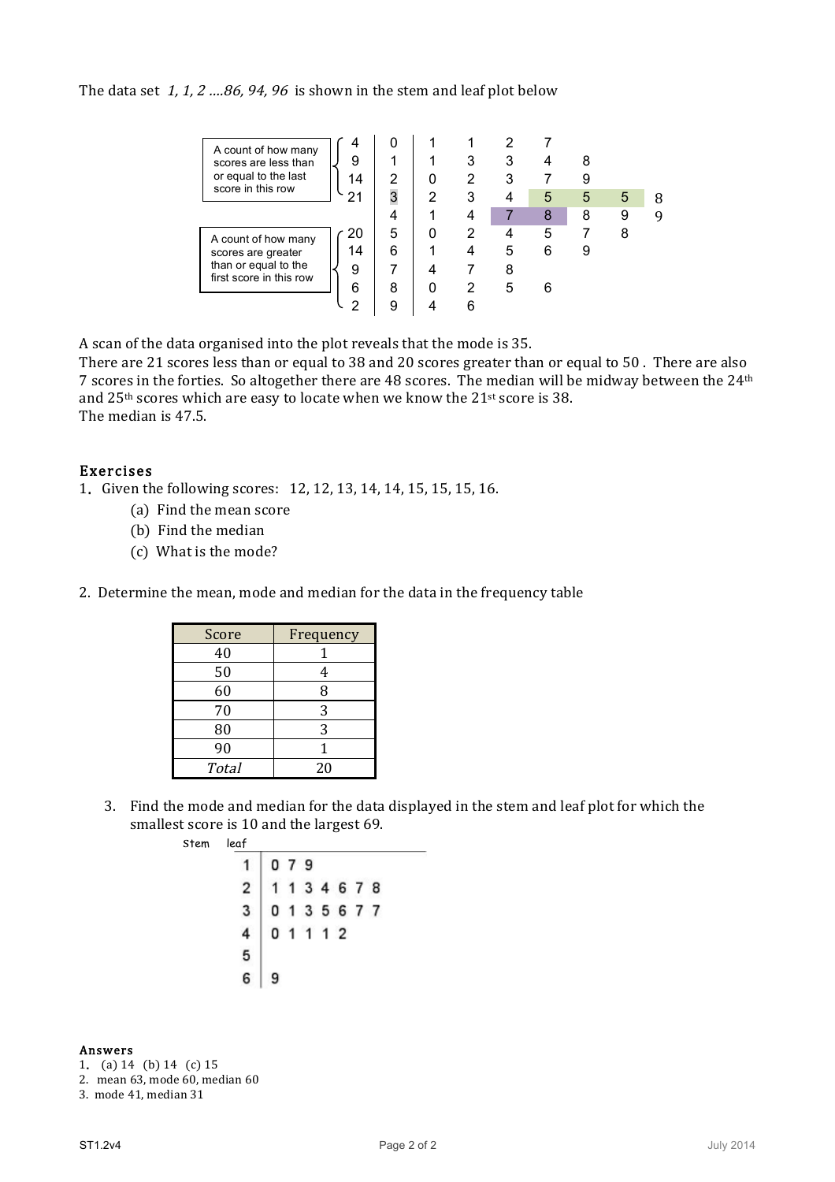The data set *1, 1, 2 ….86, 94, 96* is shown in the stem and leaf plot below

| | Count | Stem | Leaves | | | | | | |
|---|---|---|---|---|---|---|---|---|---|
| A count of how many scores are less than or equal to the last score in this row | 4 | 0 | 1 | 1 | 2 | 7 | | | |
| | 9 | 1 | 1 | 3 | 3 | 4 | 8 | | |
| | 14 | 2 | 0 | 2 | 3 | 7 | 9 | | |
| | 21 | 3 | 2 | 3 | 4 | 5 | 5 | 5 | 8 |
| | | 4 | 1 | 4 | 7 | 8 | 8 | 9 | 9 |
| A count of how many scores are greater than or equal to the first score in this row | 20 | 5 | 0 | 2 | 4 | 5 | 7 | 8 | |
| | 14 | 6 | 1 | 4 | 5 | 6 | 9 | | |
| | 9 | 7 | 4 | 7 | 8 | | | | |
| | 6 | 8 | 0 | 2 | 5 | 6 | | | |
| | 2 | 9 | 4 | 6 | | | | | |

A scan of the data organised into the plot reveals that the mode is 35.
There are 21 scores less than or equal to 38 and 20 scores greater than or equal to 50 . There are also 7 scores in the forties. So altogether there are 48 scores. The median will be midway between the 24th and 25th scores which are easy to locate when we know the 21st score is 38.
The median is 47.5.

## Exercises

1. Given the following scores: 12, 12, 13, 14, 14, 15, 15, 15, 16.
   (a) Find the mean score
   (b) Find the median
   (c) What is the mode?

2. Determine the mean, mode and median for the data in the frequency table

| Score | Frequency |
|---|---|
| 40 | 1 |
| 50 | 4 |
| 60 | 8 |
| 70 | 3 |
| 80 | 3 |
| 90 | 1 |
| *Total* | 20 |

3. Find the mode and median for the data displayed in the stem and leaf plot for which the smallest score is 10 and the largest 69.

| Stem | leaf |
|---|---|
| 1 | 0 7 9 |
| 2 | 1 1 3 4 6 7 8 |
| 3 | 0 1 3 5 6 7 7 |
| 4 | 0 1 1 1 2 |
| 5 | |
| 6 | 9 |

**Answers**
1. (a) 14 (b) 14 (c) 15
2. mean 63, mode 60, median 60
3. mode 41, median 31